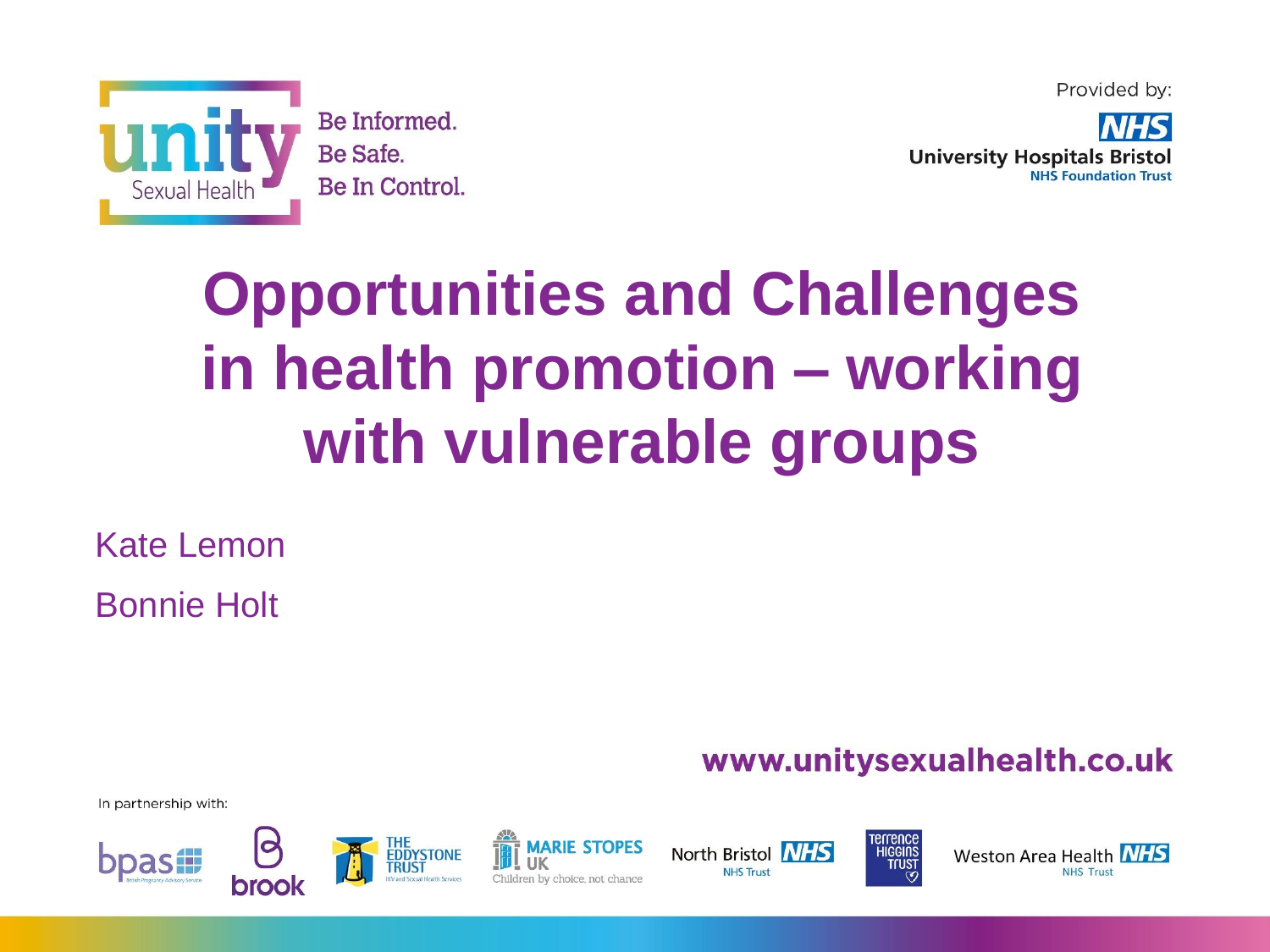unity Sexual Health

Be Informed.
Be Safe.
Be In Control.

Provided by:

NHS University Hospitals Bristol NHS Foundation Trust

# Opportunities and Challenges in health promotion – working with vulnerable groups

Kate Lemon

Bonnie Holt

www.unitysexualhealth.co.uk

In partnership with:

bpas British Pregnancy Advisory Service, brook, The Eddystone Trust HIV and Sexual Health Services, Marie Stopes UK Children by choice, not chance, North Bristol NHS Trust, Terrence Higgins Trust, Weston Area Health NHS Trust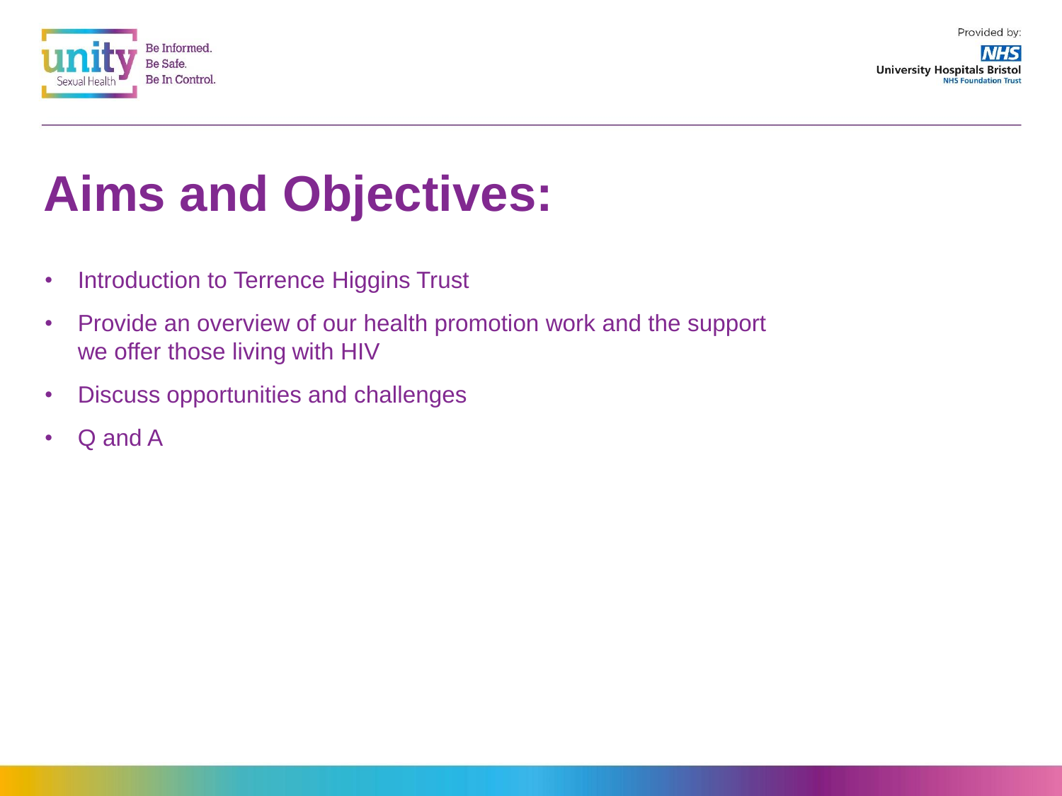# Aims and Objectives:

- Introduction to Terrence Higgins Trust
- Provide an overview of our health promotion work and the support we offer those living with HIV
- Discuss opportunities and challenges
- Q and A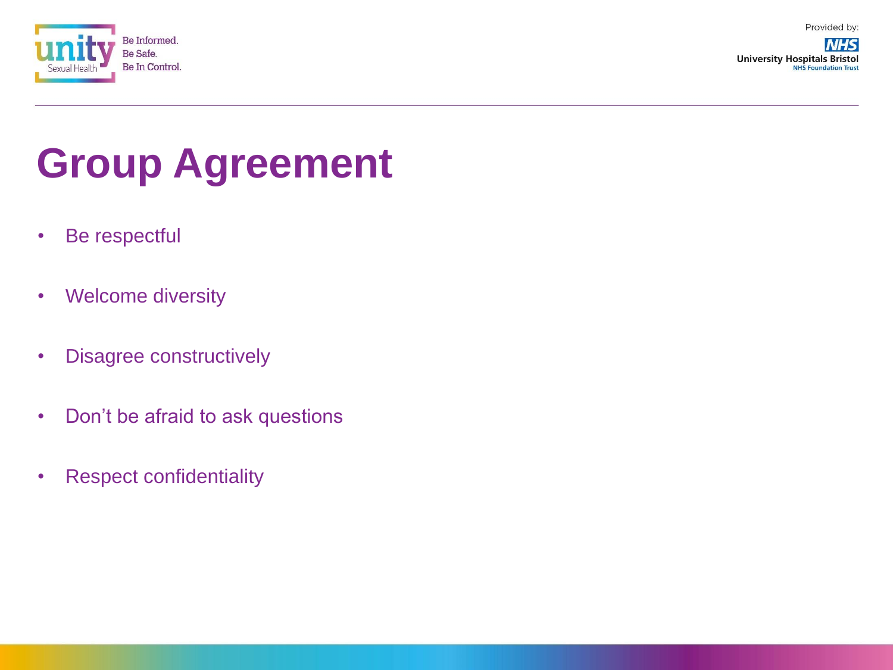# Group Agreement

- Be respectful
- Welcome diversity
- Disagree constructively
- Don't be afraid to ask questions
- Respect confidentiality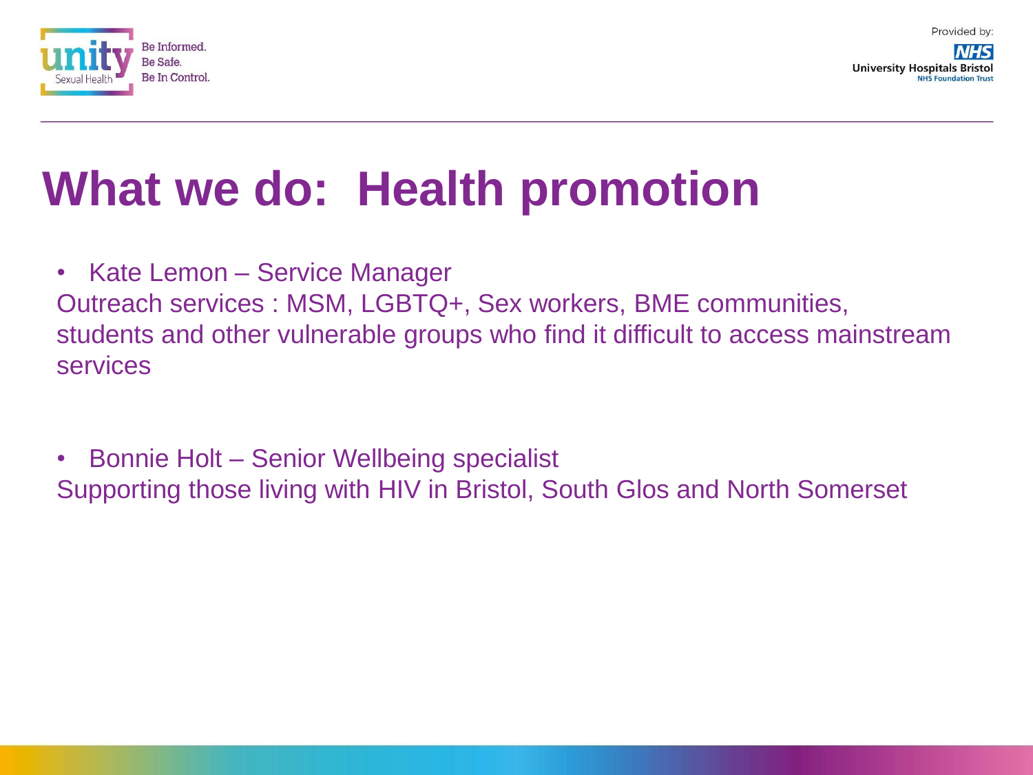# What we do: Health promotion

- Kate Lemon – Service Manager

Outreach services : MSM, LGBTQ+, Sex workers, BME communities, students and other vulnerable groups who find it difficult to access mainstream services

- Bonnie Holt – Senior Wellbeing specialist

Supporting those living with HIV in Bristol, South Glos and North Somerset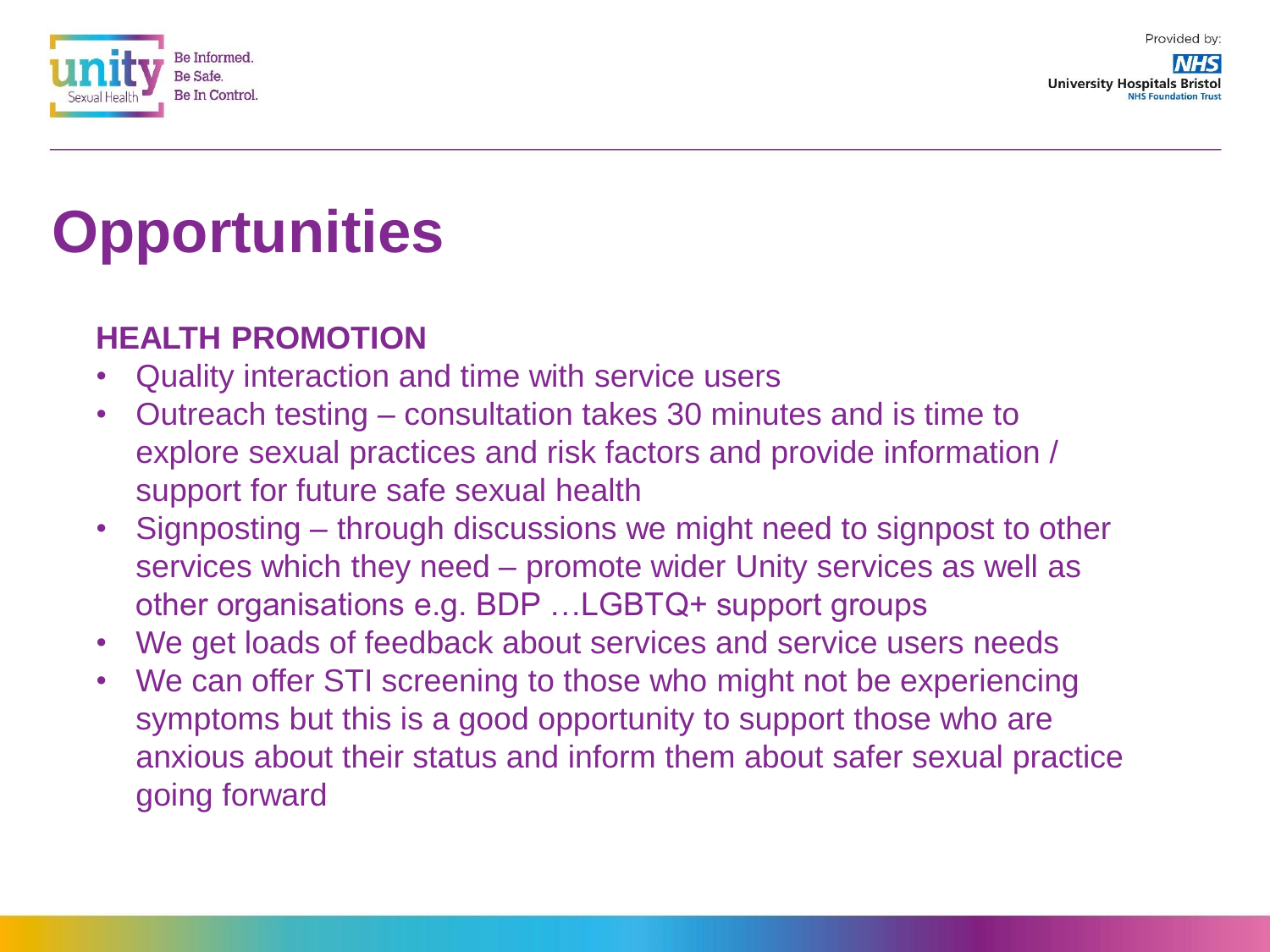# Opportunities

**HEALTH PROMOTION**

- Quality interaction and time with service users
- Outreach testing – consultation takes 30 minutes and is time to explore sexual practices and risk factors and provide information / support for future safe sexual health
- Signposting – through discussions we might need to signpost to other services which they need – promote wider Unity services as well as other organisations e.g. BDP …LGBTQ+ support groups
- We get loads of feedback about services and service users needs
- We can offer STI screening to those who might not be experiencing symptoms but this is a good opportunity to support those who are anxious about their status and inform them about safer sexual practice going forward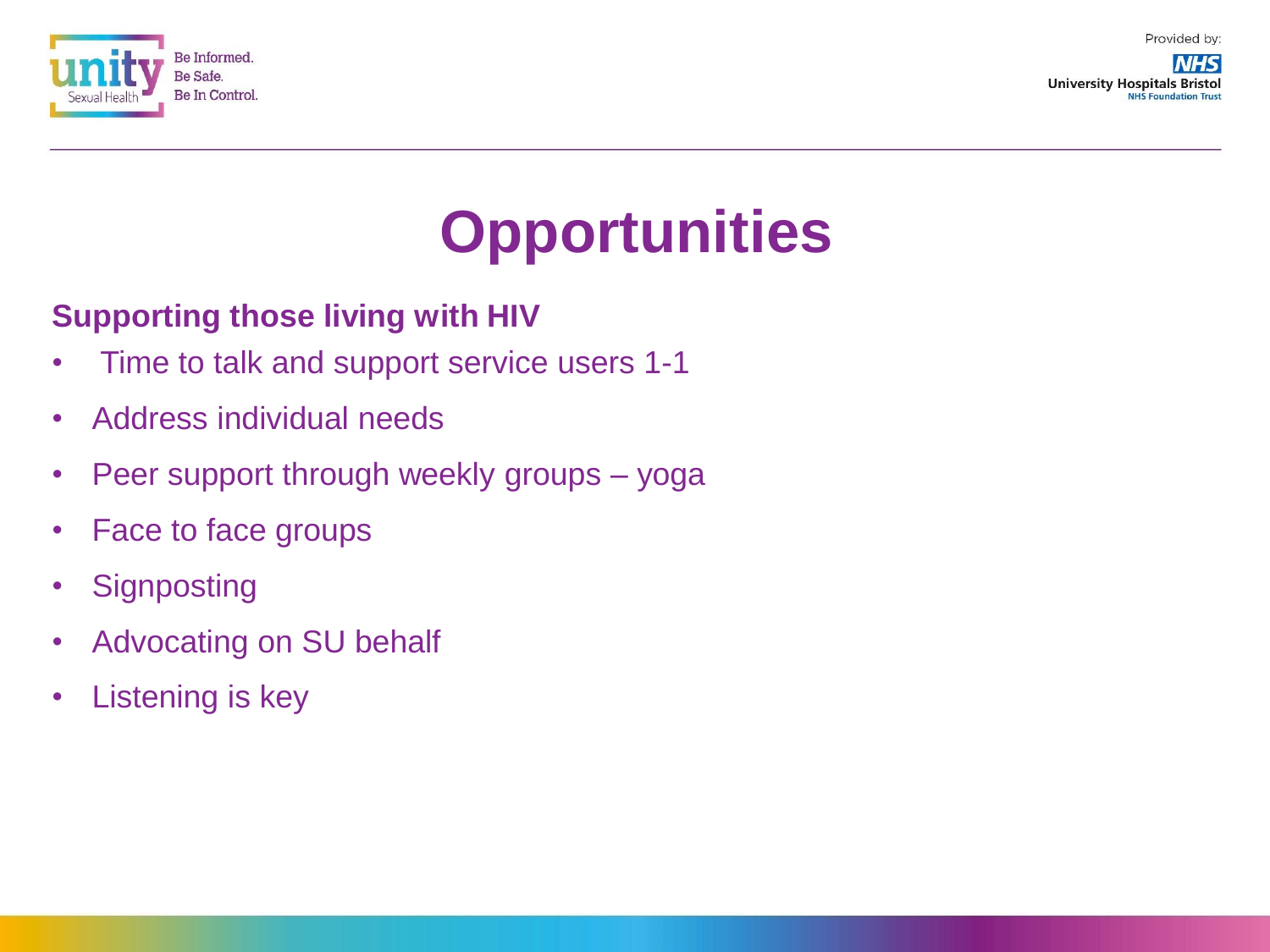# Opportunities

**Supporting those living with HIV**

- Time to talk and support service users 1-1
- Address individual needs
- Peer support through weekly groups – yoga
- Face to face groups
- Signposting
- Advocating on SU behalf
- Listening is key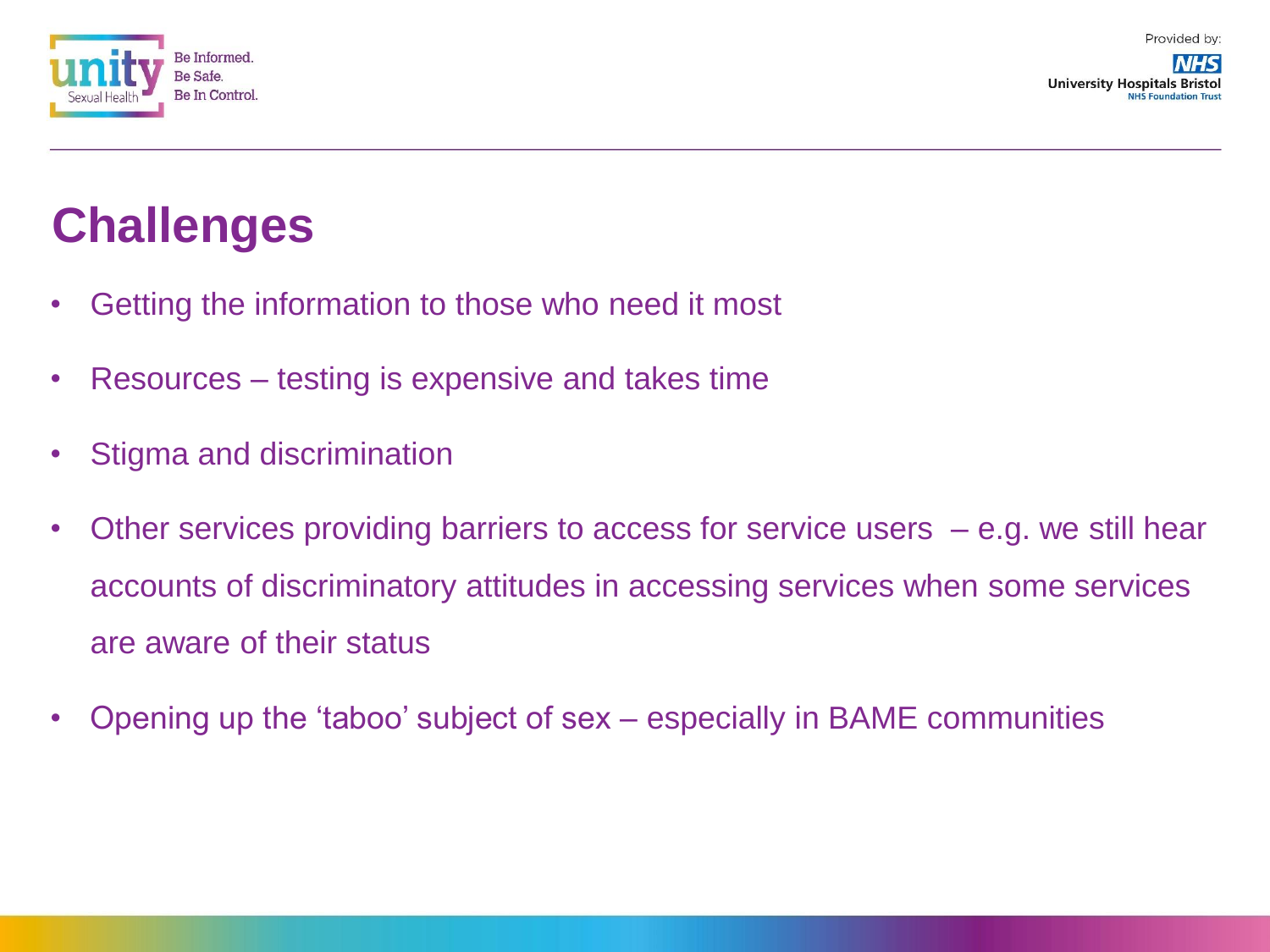# Challenges

- Getting the information to those who need it most
- Resources – testing is expensive and takes time
- Stigma and discrimination
- Other services providing barriers to access for service users – e.g. we still hear accounts of discriminatory attitudes in accessing services when some services are aware of their status
- Opening up the 'taboo' subject of sex – especially in BAME communities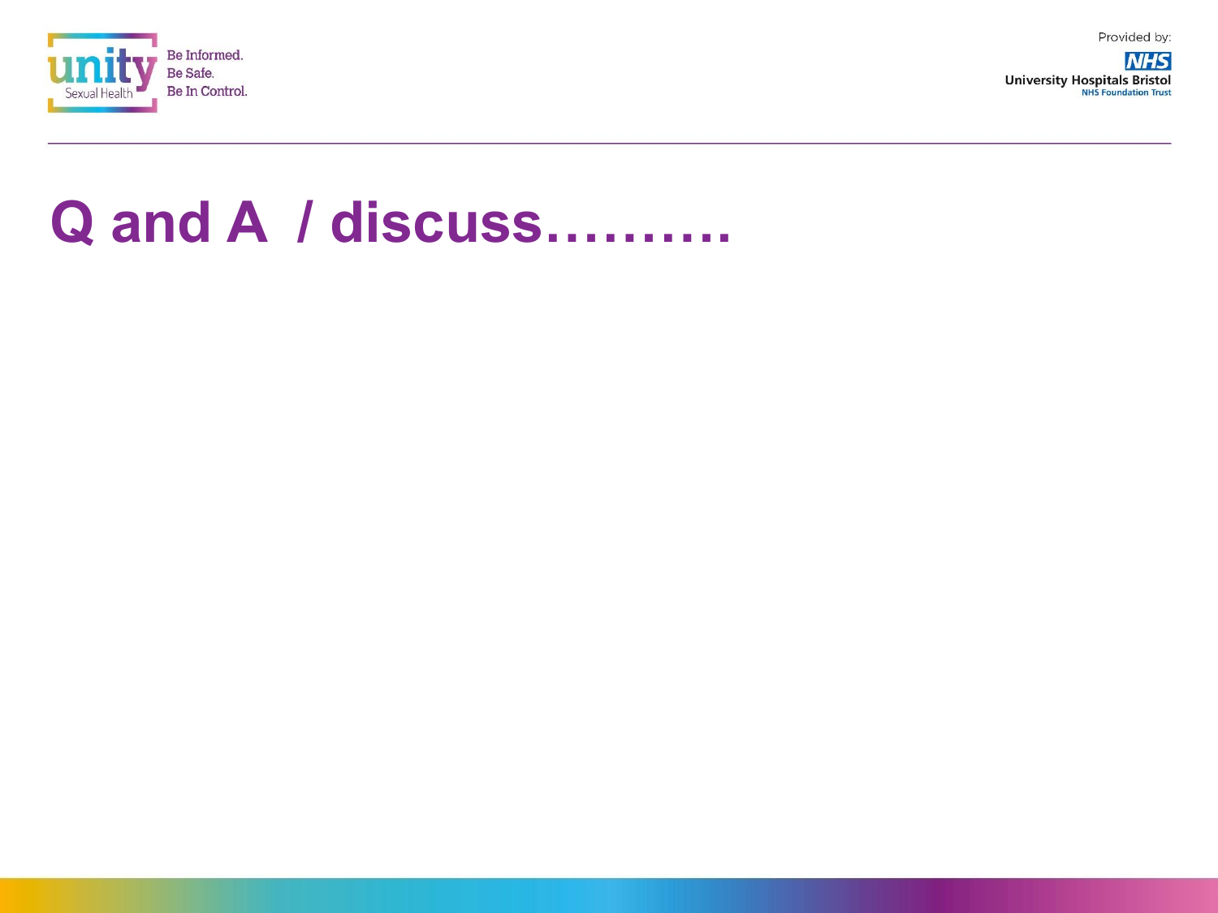# Q and A / discuss……….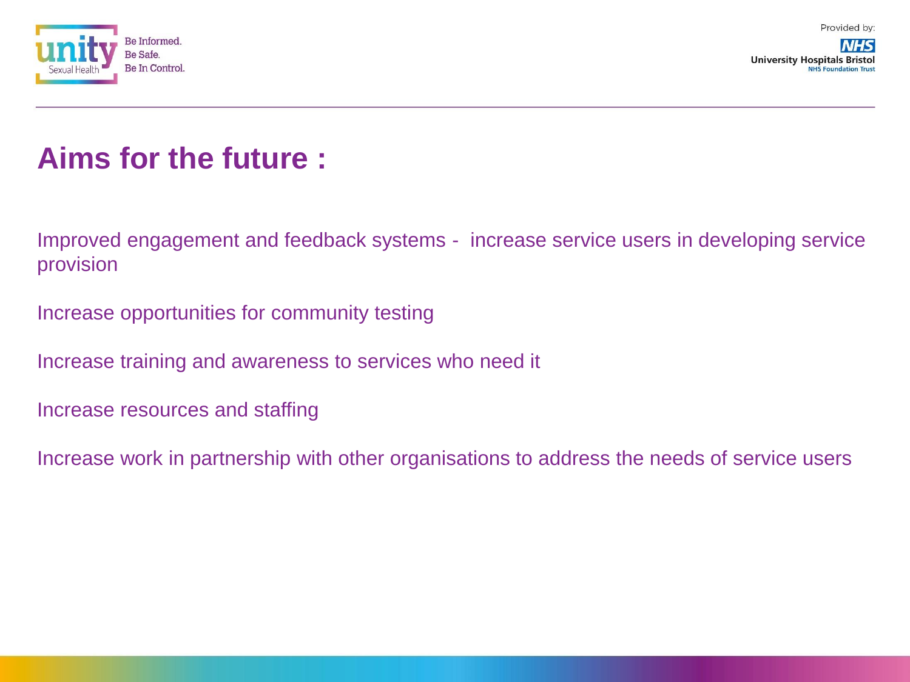# Aims for the future :

Improved engagement and feedback systems - increase service users in developing service provision

Increase opportunities for community testing

Increase training and awareness to services who need it

Increase resources and staffing

Increase work in partnership with other organisations to address the needs of service users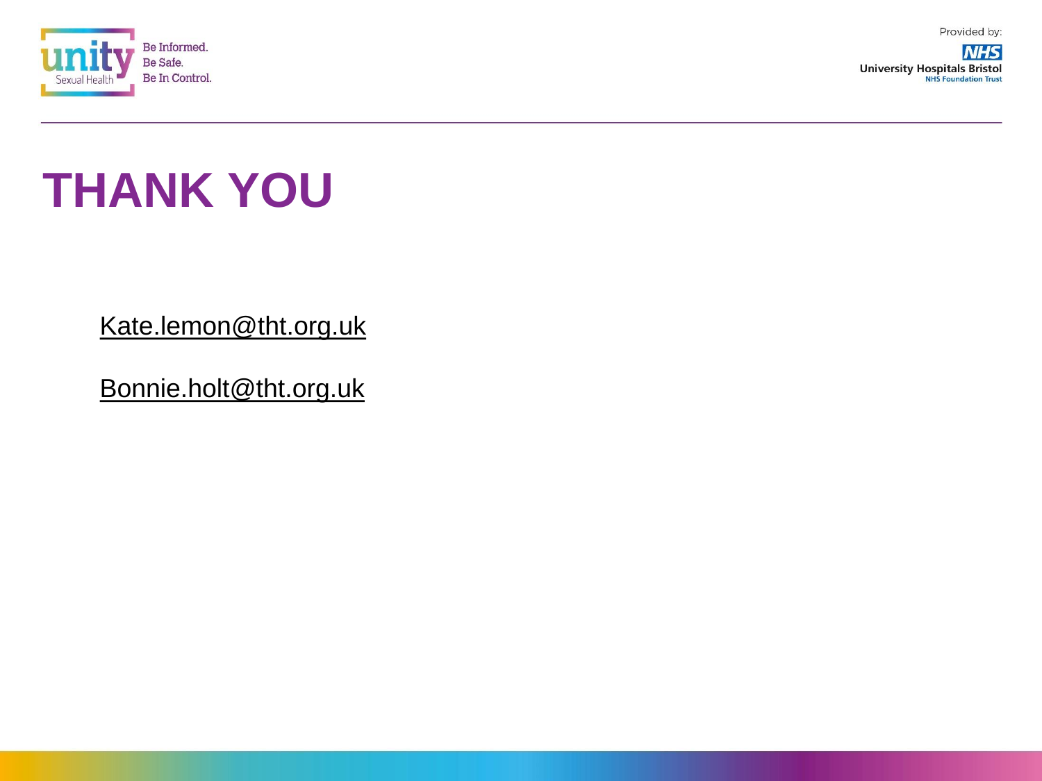# THANK YOU

Kate.lemon@tht.org.uk

Bonnie.holt@tht.org.uk